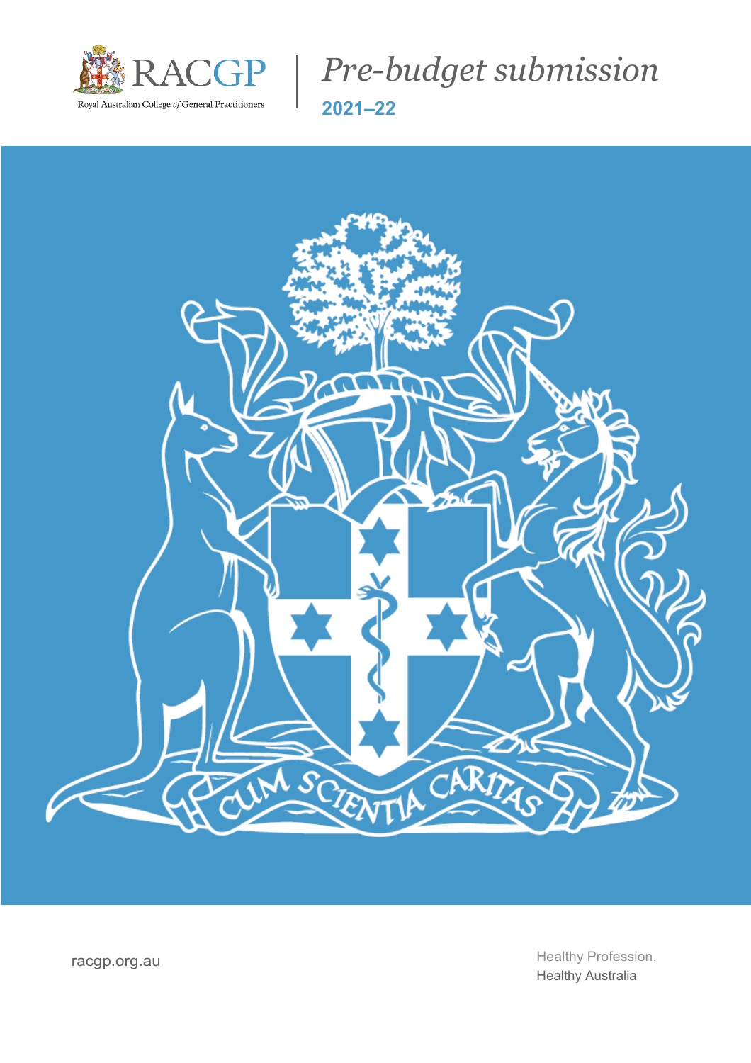RACGP

Royal Australian College *of* General Practitioners

# *Pre-budget submission*

## 2021–22

racgp.org.au

Healthy Profession.
Healthy Australia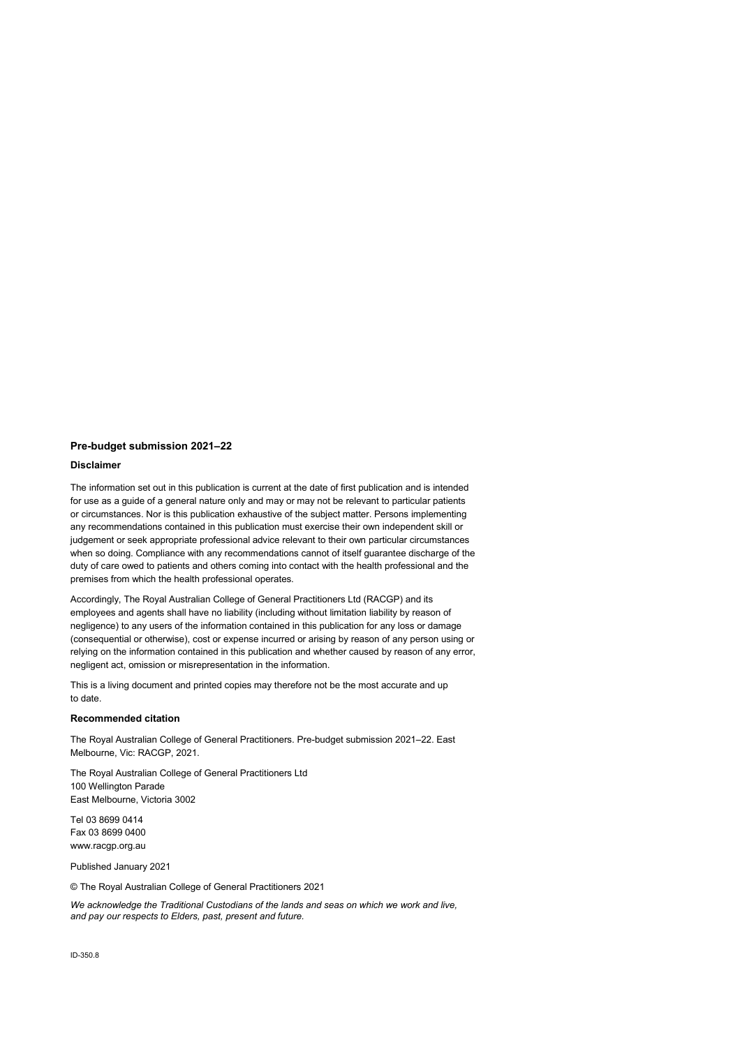**Pre-budget submission 2021–22**

**Disclaimer**

The information set out in this publication is current at the date of first publication and is intended for use as a guide of a general nature only and may or may not be relevant to particular patients or circumstances. Nor is this publication exhaustive of the subject matter. Persons implementing any recommendations contained in this publication must exercise their own independent skill or judgement or seek appropriate professional advice relevant to their own particular circumstances when so doing. Compliance with any recommendations cannot of itself guarantee discharge of the duty of care owed to patients and others coming into contact with the health professional and the premises from which the health professional operates.

Accordingly, The Royal Australian College of General Practitioners Ltd (RACGP) and its employees and agents shall have no liability (including without limitation liability by reason of negligence) to any users of the information contained in this publication for any loss or damage (consequential or otherwise), cost or expense incurred or arising by reason of any person using or relying on the information contained in this publication and whether caused by reason of any error, negligent act, omission or misrepresentation in the information.

This is a living document and printed copies may therefore not be the most accurate and up to date.

**Recommended citation**

The Royal Australian College of General Practitioners. Pre-budget submission 2021–22. East Melbourne, Vic: RACGP, 2021.

The Royal Australian College of General Practitioners Ltd
100 Wellington Parade
East Melbourne, Victoria 3002

Tel 03 8699 0414
Fax 03 8699 0400
www.racgp.org.au

Published January 2021

© The Royal Australian College of General Practitioners 2021

*We acknowledge the Traditional Custodians of the lands and seas on which we work and live, and pay our respects to Elders, past, present and future.*

ID-350.8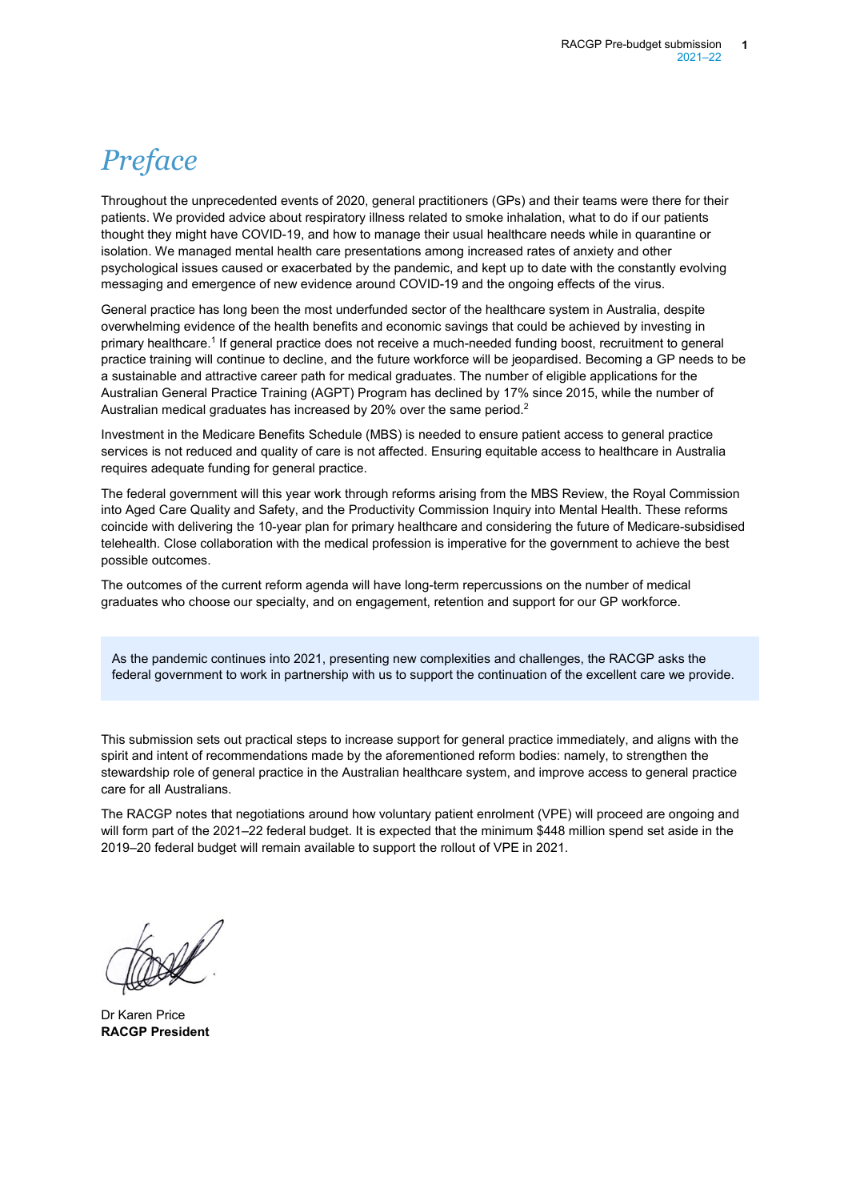# *Preface*

Throughout the unprecedented events of 2020, general practitioners (GPs) and their teams were there for their patients. We provided advice about respiratory illness related to smoke inhalation, what to do if our patients thought they might have COVID-19, and how to manage their usual healthcare needs while in quarantine or isolation. We managed mental health care presentations among increased rates of anxiety and other psychological issues caused or exacerbated by the pandemic, and kept up to date with the constantly evolving messaging and emergence of new evidence around COVID-19 and the ongoing effects of the virus.

General practice has long been the most underfunded sector of the healthcare system in Australia, despite overwhelming evidence of the health benefits and economic savings that could be achieved by investing in primary healthcare.[1] If general practice does not receive a much-needed funding boost, recruitment to general practice training will continue to decline, and the future workforce will be jeopardised. Becoming a GP needs to be a sustainable and attractive career path for medical graduates. The number of eligible applications for the Australian General Practice Training (AGPT) Program has declined by 17% since 2015, while the number of Australian medical graduates has increased by 20% over the same period.[2]

Investment in the Medicare Benefits Schedule (MBS) is needed to ensure patient access to general practice services is not reduced and quality of care is not affected. Ensuring equitable access to healthcare in Australia requires adequate funding for general practice.

The federal government will this year work through reforms arising from the MBS Review, the Royal Commission into Aged Care Quality and Safety, and the Productivity Commission Inquiry into Mental Health. These reforms coincide with delivering the 10-year plan for primary healthcare and considering the future of Medicare-subsidised telehealth. Close collaboration with the medical profession is imperative for the government to achieve the best possible outcomes.

The outcomes of the current reform agenda will have long-term repercussions on the number of medical graduates who choose our specialty, and on engagement, retention and support for our GP workforce.

> As the pandemic continues into 2021, presenting new complexities and challenges, the RACGP asks the federal government to work in partnership with us to support the continuation of the excellent care we provide.

This submission sets out practical steps to increase support for general practice immediately, and aligns with the spirit and intent of recommendations made by the aforementioned reform bodies: namely, to strengthen the stewardship role of general practice in the Australian healthcare system, and improve access to general practice care for all Australians.

The RACGP notes that negotiations around how voluntary patient enrolment (VPE) will proceed are ongoing and will form part of the 2021–22 federal budget. It is expected that the minimum $448 million spend set aside in the 2019–20 federal budget will remain available to support the rollout of VPE in 2021.

Dr Karen Price
**RACGP President**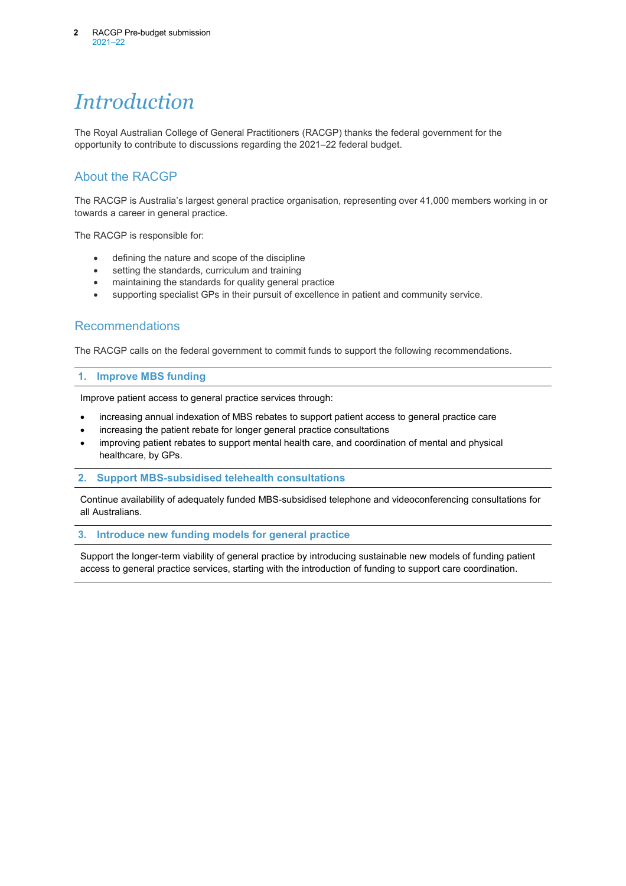# Introduction

The Royal Australian College of General Practitioners (RACGP) thanks the federal government for the opportunity to contribute to discussions regarding the 2021–22 federal budget.

## About the RACGP

The RACGP is Australia's largest general practice organisation, representing over 41,000 members working in or towards a career in general practice.

The RACGP is responsible for:

- defining the nature and scope of the discipline
- setting the standards, curriculum and training
- maintaining the standards for quality general practice
- supporting specialist GPs in their pursuit of excellence in patient and community service.

## Recommendations

The RACGP calls on the federal government to commit funds to support the following recommendations.

### 1. Improve MBS funding

Improve patient access to general practice services through:

- increasing annual indexation of MBS rebates to support patient access to general practice care
- increasing the patient rebate for longer general practice consultations
- improving patient rebates to support mental health care, and coordination of mental and physical healthcare, by GPs.

### 2. Support MBS-subsidised telehealth consultations

Continue availability of adequately funded MBS-subsidised telephone and videoconferencing consultations for all Australians.

### 3. Introduce new funding models for general practice

Support the longer-term viability of general practice by introducing sustainable new models of funding patient access to general practice services, starting with the introduction of funding to support care coordination.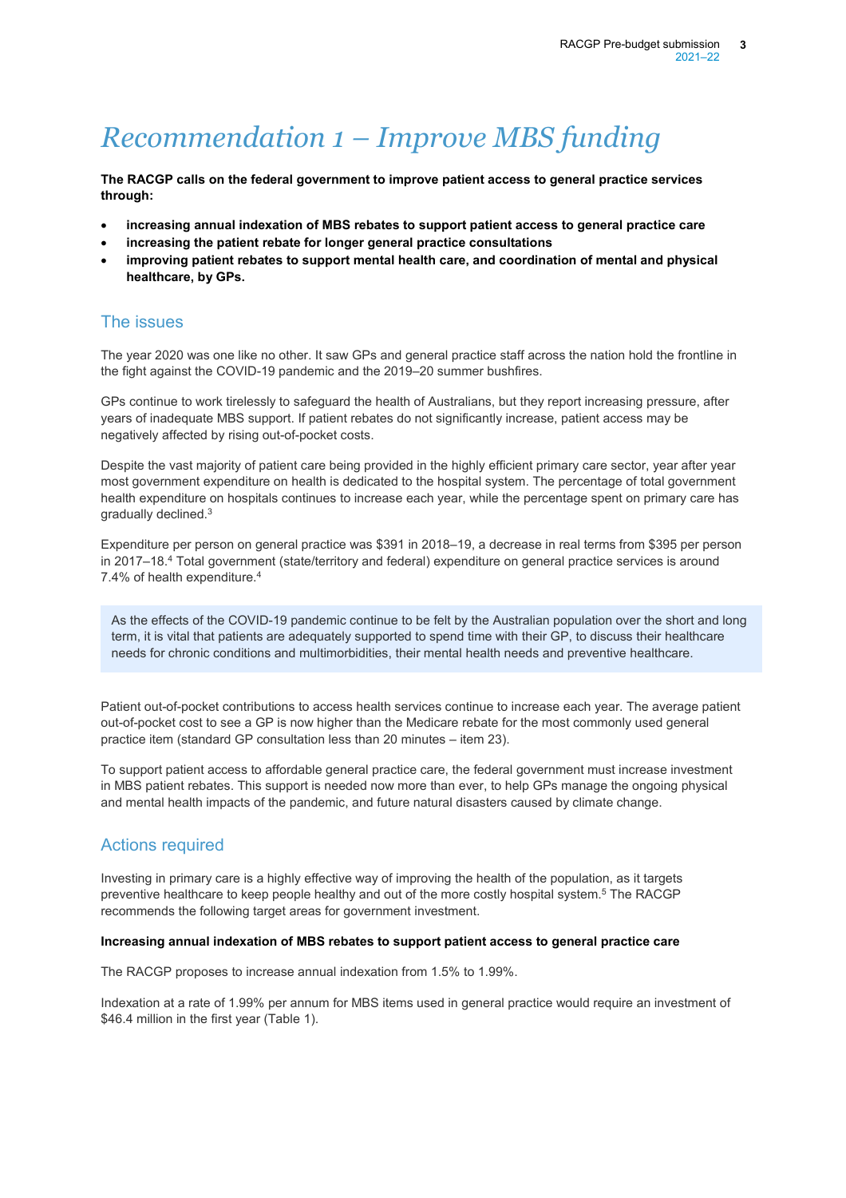# Recommendation 1 – Improve MBS funding

**The RACGP calls on the federal government to improve patient access to general practice services through:**

- **increasing annual indexation of MBS rebates to support patient access to general practice care**
- **increasing the patient rebate for longer general practice consultations**
- **improving patient rebates to support mental health care, and coordination of mental and physical healthcare, by GPs.**

## The issues

The year 2020 was one like no other. It saw GPs and general practice staff across the nation hold the frontline in the fight against the COVID-19 pandemic and the 2019–20 summer bushfires.

GPs continue to work tirelessly to safeguard the health of Australians, but they report increasing pressure, after years of inadequate MBS support. If patient rebates do not significantly increase, patient access may be negatively affected by rising out-of-pocket costs.

Despite the vast majority of patient care being provided in the highly efficient primary care sector, year after year most government expenditure on health is dedicated to the hospital system. The percentage of total government health expenditure on hospitals continues to increase each year, while the percentage spent on primary care has gradually declined.[3]

Expenditure per person on general practice was $391 in 2018–19, a decrease in real terms from $395 per person in 2017–18.[4] Total government (state/territory and federal) expenditure on general practice services is around 7.4% of health expenditure.[4]

> As the effects of the COVID-19 pandemic continue to be felt by the Australian population over the short and long term, it is vital that patients are adequately supported to spend time with their GP, to discuss their healthcare needs for chronic conditions and multimorbidities, their mental health needs and preventive healthcare.

Patient out-of-pocket contributions to access health services continue to increase each year. The average patient out-of-pocket cost to see a GP is now higher than the Medicare rebate for the most commonly used general practice item (standard GP consultation less than 20 minutes – item 23).

To support patient access to affordable general practice care, the federal government must increase investment in MBS patient rebates. This support is needed now more than ever, to help GPs manage the ongoing physical and mental health impacts of the pandemic, and future natural disasters caused by climate change.

## Actions required

Investing in primary care is a highly effective way of improving the health of the population, as it targets preventive healthcare to keep people healthy and out of the more costly hospital system.[5] The RACGP recommends the following target areas for government investment.

**Increasing annual indexation of MBS rebates to support patient access to general practice care**

The RACGP proposes to increase annual indexation from 1.5% to 1.99%.

Indexation at a rate of 1.99% per annum for MBS items used in general practice would require an investment of $46.4 million in the first year (Table 1).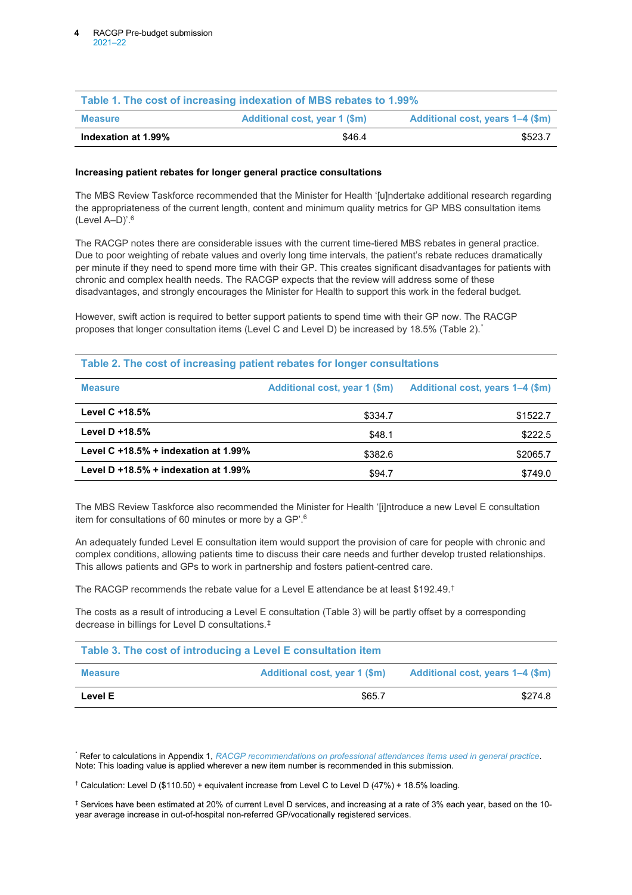| Table 1. The cost of increasing indexation of MBS rebates to 1.99% | | |
|---|---|---|
| **Measure** | **Additional cost, year 1 ($m)** | **Additional cost, years 1–4 ($m)** |
| **Indexation at 1.99%** | $46.4 | $523.7 |

**Increasing patient rebates for longer general practice consultations**

The MBS Review Taskforce recommended that the Minister for Health '[u]ndertake additional research regarding the appropriateness of the current length, content and minimum quality metrics for GP MBS consultation items (Level A–D)'.[6]

The RACGP notes there are considerable issues with the current time-tiered MBS rebates in general practice. Due to poor weighting of rebate values and overly long time intervals, the patient's rebate reduces dramatically per minute if they need to spend more time with their GP. This creates significant disadvantages for patients with chronic and complex health needs. The RACGP expects that the review will address some of these disadvantages, and strongly encourages the Minister for Health to support this work in the federal budget.

However, swift action is required to better support patients to spend time with their GP now. The RACGP proposes that longer consultation items (Level C and Level D) be increased by 18.5% (Table 2).[*]

| Table 2. The cost of increasing patient rebates for longer consultations | | |
|---|---|---|
| **Measure** | **Additional cost, year 1 ($m)** | **Additional cost, years 1–4 ($m)** |
| **Level C +18.5%** | $334.7 | $1522.7 |
| **Level D +18.5%** | $48.1 | $222.5 |
| **Level C +18.5% + indexation at 1.99%** | $382.6 | $2065.7 |
| **Level D +18.5% + indexation at 1.99%** | $94.7 | $749.0 |

The MBS Review Taskforce also recommended the Minister for Health '[i]ntroduce a new Level E consultation item for consultations of 60 minutes or more by a GP'.[6]

An adequately funded Level E consultation item would support the provision of care for people with chronic and complex conditions, allowing patients time to discuss their care needs and further develop trusted relationships. This allows patients and GPs to work in partnership and fosters patient-centred care.

The RACGP recommends the rebate value for a Level E attendance be at least $192.49.[†]

The costs as a result of introducing a Level E consultation (Table 3) will be partly offset by a corresponding decrease in billings for Level D consultations.[‡]

| Table 3. The cost of introducing a Level E consultation item | | |
|---|---|---|
| **Measure** | **Additional cost, year 1 ($m)** | **Additional cost, years 1–4 ($m)** |
| **Level E** | $65.7 | $274.8 |

[*] Refer to calculations in Appendix 1, *RACGP recommendations on professional attendances items used in general practice*. Note: This loading value is applied wherever a new item number is recommended in this submission.

[†] Calculation: Level D ($110.50) + equivalent increase from Level C to Level D (47%) + 18.5% loading.

[‡] Services have been estimated at 20% of current Level D services, and increasing at a rate of 3% each year, based on the 10-year average increase in out-of-hospital non-referred GP/vocationally registered services.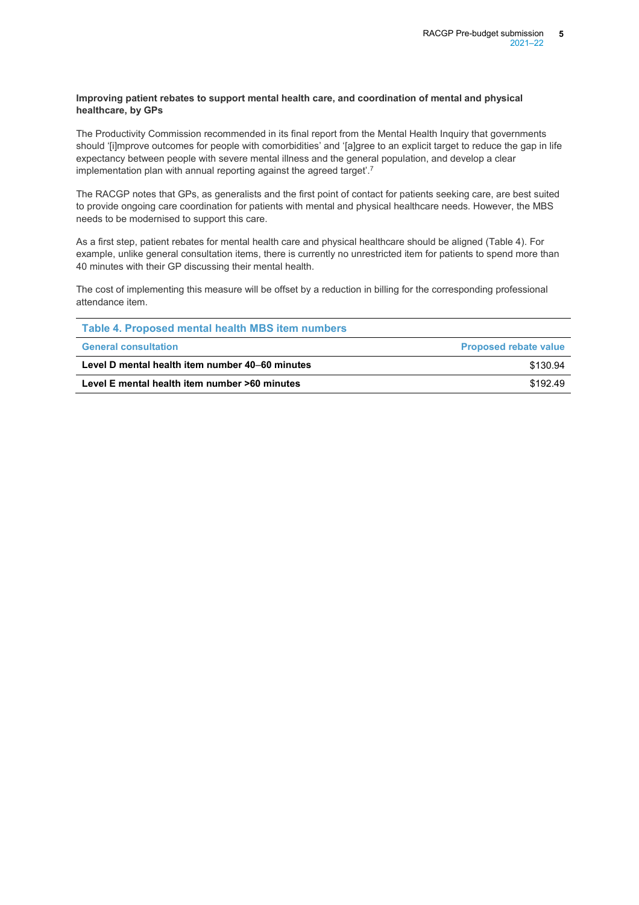**Improving patient rebates to support mental health care, and coordination of mental and physical healthcare, by GPs**

The Productivity Commission recommended in its final report from the Mental Health Inquiry that governments should '[i]mprove outcomes for people with comorbidities' and '[a]gree to an explicit target to reduce the gap in life expectancy between people with severe mental illness and the general population, and develop a clear implementation plan with annual reporting against the agreed target'.[7]

The RACGP notes that GPs, as generalists and the first point of contact for patients seeking care, are best suited to provide ongoing care coordination for patients with mental and physical healthcare needs. However, the MBS needs to be modernised to support this care.

As a first step, patient rebates for mental health care and physical healthcare should be aligned (Table 4). For example, unlike general consultation items, there is currently no unrestricted item for patients to spend more than 40 minutes with their GP discussing their mental health.

The cost of implementing this measure will be offset by a reduction in billing for the corresponding professional attendance item.

**Table 4. Proposed mental health MBS item numbers**

| General consultation | Proposed rebate value |
|---|---|
| **Level D mental health item number 40–60 minutes** | $130.94 |
| **Level E mental health item number >60 minutes** | $192.49 |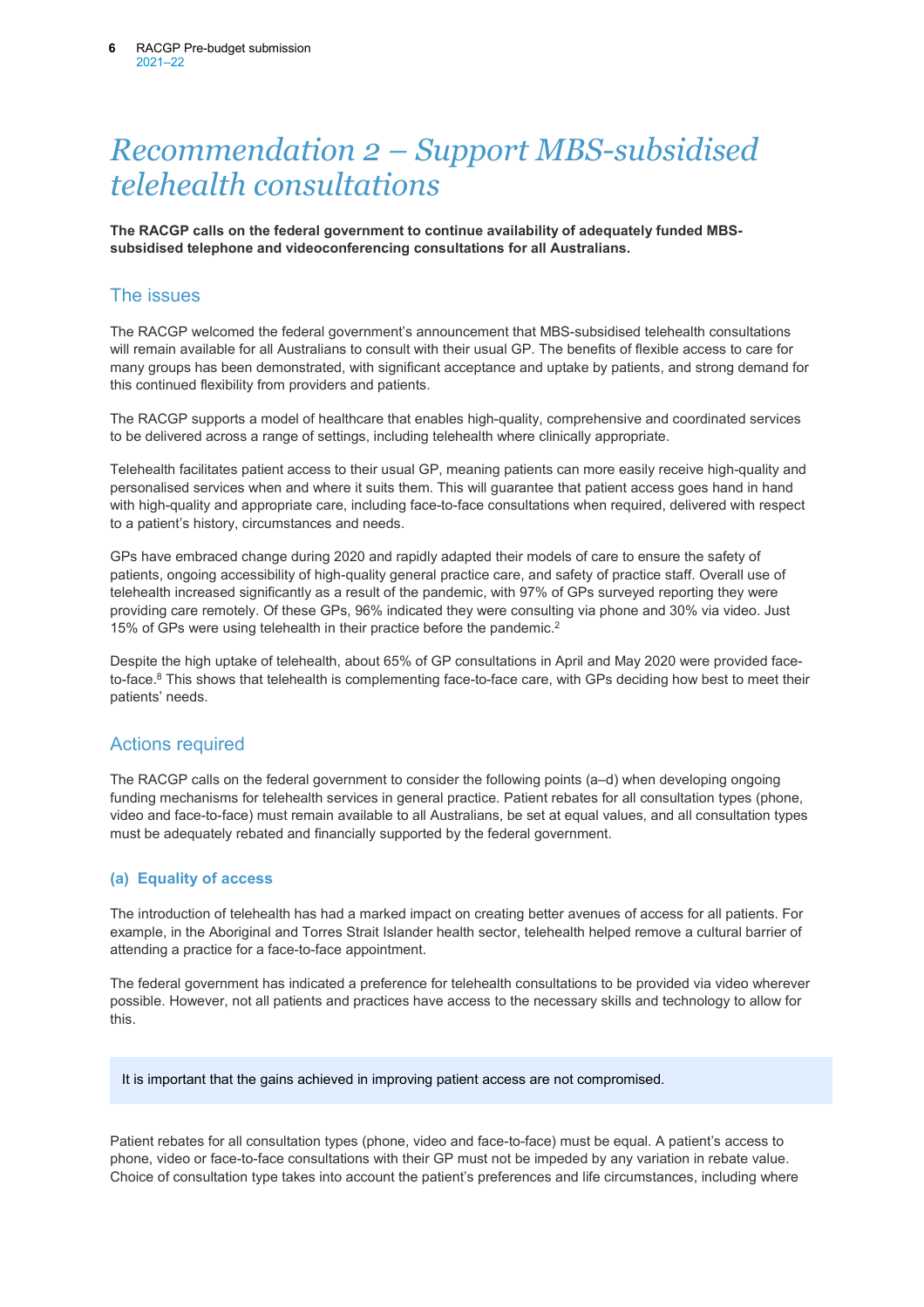# *Recommendation 2 – Support MBS-subsidised telehealth consultations*

**The RACGP calls on the federal government to continue availability of adequately funded MBS-subsidised telephone and videoconferencing consultations for all Australians.**

## The issues

The RACGP welcomed the federal government's announcement that MBS-subsidised telehealth consultations will remain available for all Australians to consult with their usual GP. The benefits of flexible access to care for many groups has been demonstrated, with significant acceptance and uptake by patients, and strong demand for this continued flexibility from providers and patients.

The RACGP supports a model of healthcare that enables high-quality, comprehensive and coordinated services to be delivered across a range of settings, including telehealth where clinically appropriate.

Telehealth facilitates patient access to their usual GP, meaning patients can more easily receive high-quality and personalised services when and where it suits them. This will guarantee that patient access goes hand in hand with high-quality and appropriate care, including face-to-face consultations when required, delivered with respect to a patient's history, circumstances and needs.

GPs have embraced change during 2020 and rapidly adapted their models of care to ensure the safety of patients, ongoing accessibility of high-quality general practice care, and safety of practice staff. Overall use of telehealth increased significantly as a result of the pandemic, with 97% of GPs surveyed reporting they were providing care remotely. Of these GPs, 96% indicated they were consulting via phone and 30% via video. Just 15% of GPs were using telehealth in their practice before the pandemic.[2]

Despite the high uptake of telehealth, about 65% of GP consultations in April and May 2020 were provided face-to-face.[8] This shows that telehealth is complementing face-to-face care, with GPs deciding how best to meet their patients' needs.

## Actions required

The RACGP calls on the federal government to consider the following points (a–d) when developing ongoing funding mechanisms for telehealth services in general practice. Patient rebates for all consultation types (phone, video and face-to-face) must remain available to all Australians, be set at equal values, and all consultation types must be adequately rebated and financially supported by the federal government.

### (a) Equality of access

The introduction of telehealth has had a marked impact on creating better avenues of access for all patients. For example, in the Aboriginal and Torres Strait Islander health sector, telehealth helped remove a cultural barrier of attending a practice for a face-to-face appointment.

The federal government has indicated a preference for telehealth consultations to be provided via video wherever possible. However, not all patients and practices have access to the necessary skills and technology to allow for this.

> It is important that the gains achieved in improving patient access are not compromised.

Patient rebates for all consultation types (phone, video and face-to-face) must be equal. A patient's access to phone, video or face-to-face consultations with their GP must not be impeded by any variation in rebate value. Choice of consultation type takes into account the patient's preferences and life circumstances, including where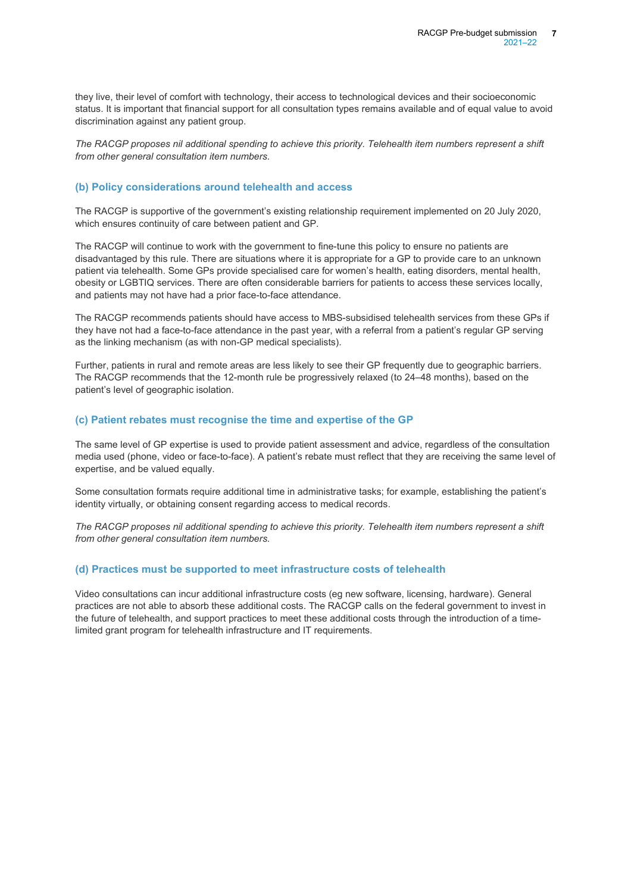they live, their level of comfort with technology, their access to technological devices and their socioeconomic status. It is important that financial support for all consultation types remains available and of equal value to avoid discrimination against any patient group.

*The RACGP proposes nil additional spending to achieve this priority. Telehealth item numbers represent a shift from other general consultation item numbers.*

### (b) Policy considerations around telehealth and access

The RACGP is supportive of the government's existing relationship requirement implemented on 20 July 2020, which ensures continuity of care between patient and GP.

The RACGP will continue to work with the government to fine-tune this policy to ensure no patients are disadvantaged by this rule. There are situations where it is appropriate for a GP to provide care to an unknown patient via telehealth. Some GPs provide specialised care for women's health, eating disorders, mental health, obesity or LGBTIQ services. There are often considerable barriers for patients to access these services locally, and patients may not have had a prior face-to-face attendance.

The RACGP recommends patients should have access to MBS-subsidised telehealth services from these GPs if they have not had a face-to-face attendance in the past year, with a referral from a patient's regular GP serving as the linking mechanism (as with non-GP medical specialists).

Further, patients in rural and remote areas are less likely to see their GP frequently due to geographic barriers. The RACGP recommends that the 12-month rule be progressively relaxed (to 24–48 months), based on the patient's level of geographic isolation.

### (c) Patient rebates must recognise the time and expertise of the GP

The same level of GP expertise is used to provide patient assessment and advice, regardless of the consultation media used (phone, video or face-to-face). A patient's rebate must reflect that they are receiving the same level of expertise, and be valued equally.

Some consultation formats require additional time in administrative tasks; for example, establishing the patient's identity virtually, or obtaining consent regarding access to medical records.

*The RACGP proposes nil additional spending to achieve this priority. Telehealth item numbers represent a shift from other general consultation item numbers.*

### (d) Practices must be supported to meet infrastructure costs of telehealth

Video consultations can incur additional infrastructure costs (eg new software, licensing, hardware). General practices are not able to absorb these additional costs. The RACGP calls on the federal government to invest in the future of telehealth, and support practices to meet these additional costs through the introduction of a time-limited grant program for telehealth infrastructure and IT requirements.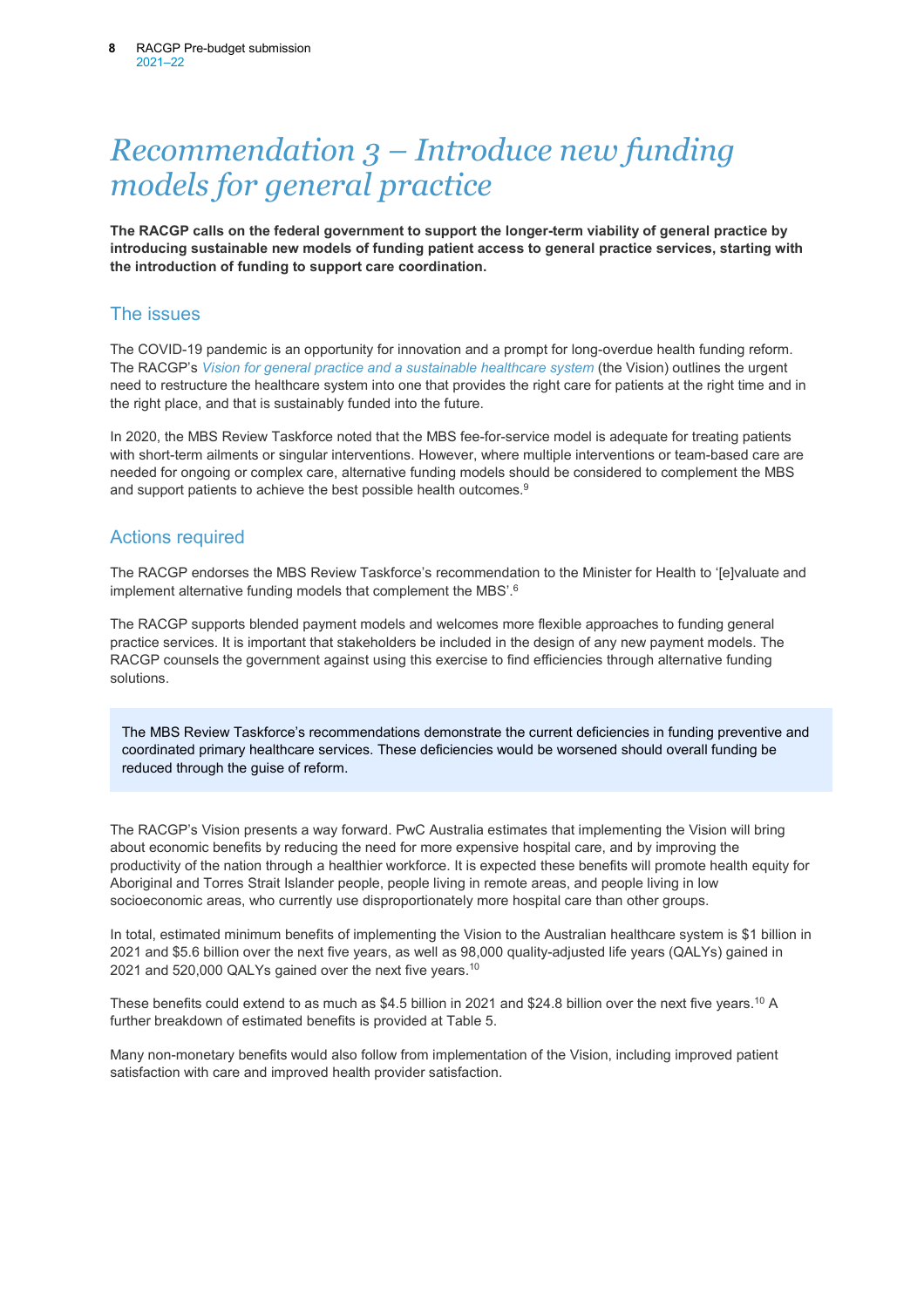# *Recommendation 3 – Introduce new funding models for general practice*

**The RACGP calls on the federal government to support the longer-term viability of general practice by introducing sustainable new models of funding patient access to general practice services, starting with the introduction of funding to support care coordination.**

## The issues

The COVID-19 pandemic is an opportunity for innovation and a prompt for long-overdue health funding reform. The RACGP's *Vision for general practice and a sustainable healthcare system* (the Vision) outlines the urgent need to restructure the healthcare system into one that provides the right care for patients at the right time and in the right place, and that is sustainably funded into the future.

In 2020, the MBS Review Taskforce noted that the MBS fee-for-service model is adequate for treating patients with short-term ailments or singular interventions. However, where multiple interventions or team-based care are needed for ongoing or complex care, alternative funding models should be considered to complement the MBS and support patients to achieve the best possible health outcomes.[9]

## Actions required

The RACGP endorses the MBS Review Taskforce's recommendation to the Minister for Health to '[e]valuate and implement alternative funding models that complement the MBS'.[6]

The RACGP supports blended payment models and welcomes more flexible approaches to funding general practice services. It is important that stakeholders be included in the design of any new payment models. The RACGP counsels the government against using this exercise to find efficiencies through alternative funding solutions.

> The MBS Review Taskforce's recommendations demonstrate the current deficiencies in funding preventive and coordinated primary healthcare services. These deficiencies would be worsened should overall funding be reduced through the guise of reform.

The RACGP's Vision presents a way forward. PwC Australia estimates that implementing the Vision will bring about economic benefits by reducing the need for more expensive hospital care, and by improving the productivity of the nation through a healthier workforce. It is expected these benefits will promote health equity for Aboriginal and Torres Strait Islander people, people living in remote areas, and people living in low socioeconomic areas, who currently use disproportionately more hospital care than other groups.

In total, estimated minimum benefits of implementing the Vision to the Australian healthcare system is $1 billion in 2021 and $5.6 billion over the next five years, as well as 98,000 quality-adjusted life years (QALYs) gained in 2021 and 520,000 QALYs gained over the next five years.[10]

These benefits could extend to as much as $4.5 billion in 2021 and $24.8 billion over the next five years.[10] A further breakdown of estimated benefits is provided at Table 5.

Many non-monetary benefits would also follow from implementation of the Vision, including improved patient satisfaction with care and improved health provider satisfaction.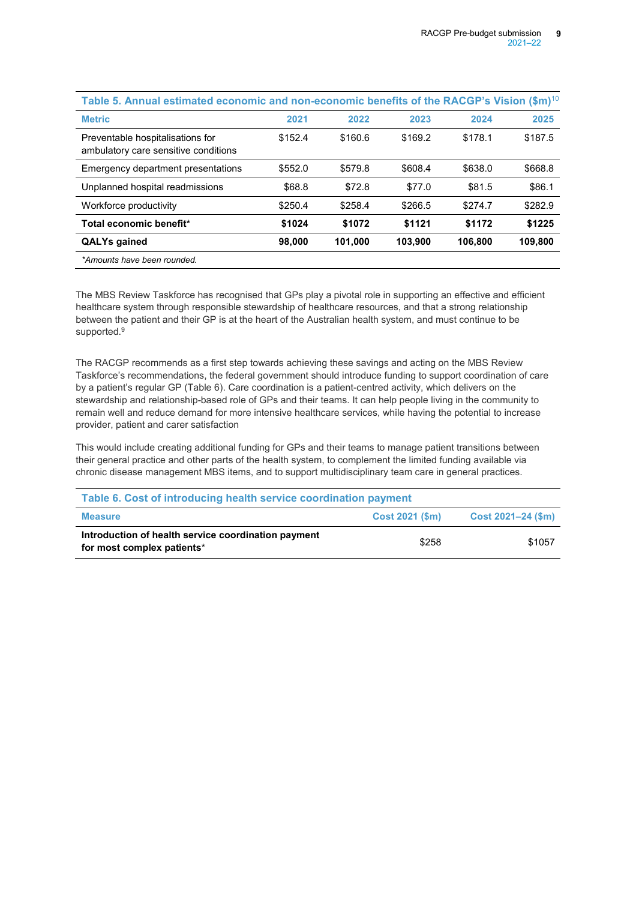**Table 5. Annual estimated economic and non-economic benefits of the RACGP's Vision ($m)[10]**

| Metric | 2021 | 2022 | 2023 | 2024 | 2025 |
|---|---|---|---|---|---|
| Preventable hospitalisations for ambulatory care sensitive conditions | $152.4 | $160.6 | $169.2 | $178.1 | $187.5 |
| Emergency department presentations | $552.0 | $579.8 | $608.4 | $638.0 | $668.8 |
| Unplanned hospital readmissions | $68.8 | $72.8 | $77.0 | $81.5 | $86.1 |
| Workforce productivity | $250.4 | $258.4 | $266.5 | $274.7 | $282.9 |
| **Total economic benefit*** | **$1024** | **$1072** | **$1121** | **$1172** | **$1225** |
| **QALYs gained** | **98,000** | **101,000** | **103,900** | **106,800** | **109,800** |

*\*Amounts have been rounded.*

The MBS Review Taskforce has recognised that GPs play a pivotal role in supporting an effective and efficient healthcare system through responsible stewardship of healthcare resources, and that a strong relationship between the patient and their GP is at the heart of the Australian health system, and must continue to be supported.[9]

The RACGP recommends as a first step towards achieving these savings and acting on the MBS Review Taskforce's recommendations, the federal government should introduce funding to support coordination of care by a patient's regular GP (Table 6). Care coordination is a patient-centred activity, which delivers on the stewardship and relationship-based role of GPs and their teams. It can help people living in the community to remain well and reduce demand for more intensive healthcare services, while having the potential to increase provider, patient and carer satisfaction

This would include creating additional funding for GPs and their teams to manage patient transitions between their general practice and other parts of the health system, to complement the limited funding available via chronic disease management MBS items, and to support multidisciplinary team care in general practices.

**Table 6. Cost of introducing health service coordination payment**

| Measure | Cost 2021 ($m) | Cost 2021–24 ($m) |
|---|---|---|
| **Introduction of health service coordination payment for most complex patients*** | $258 | $1057 |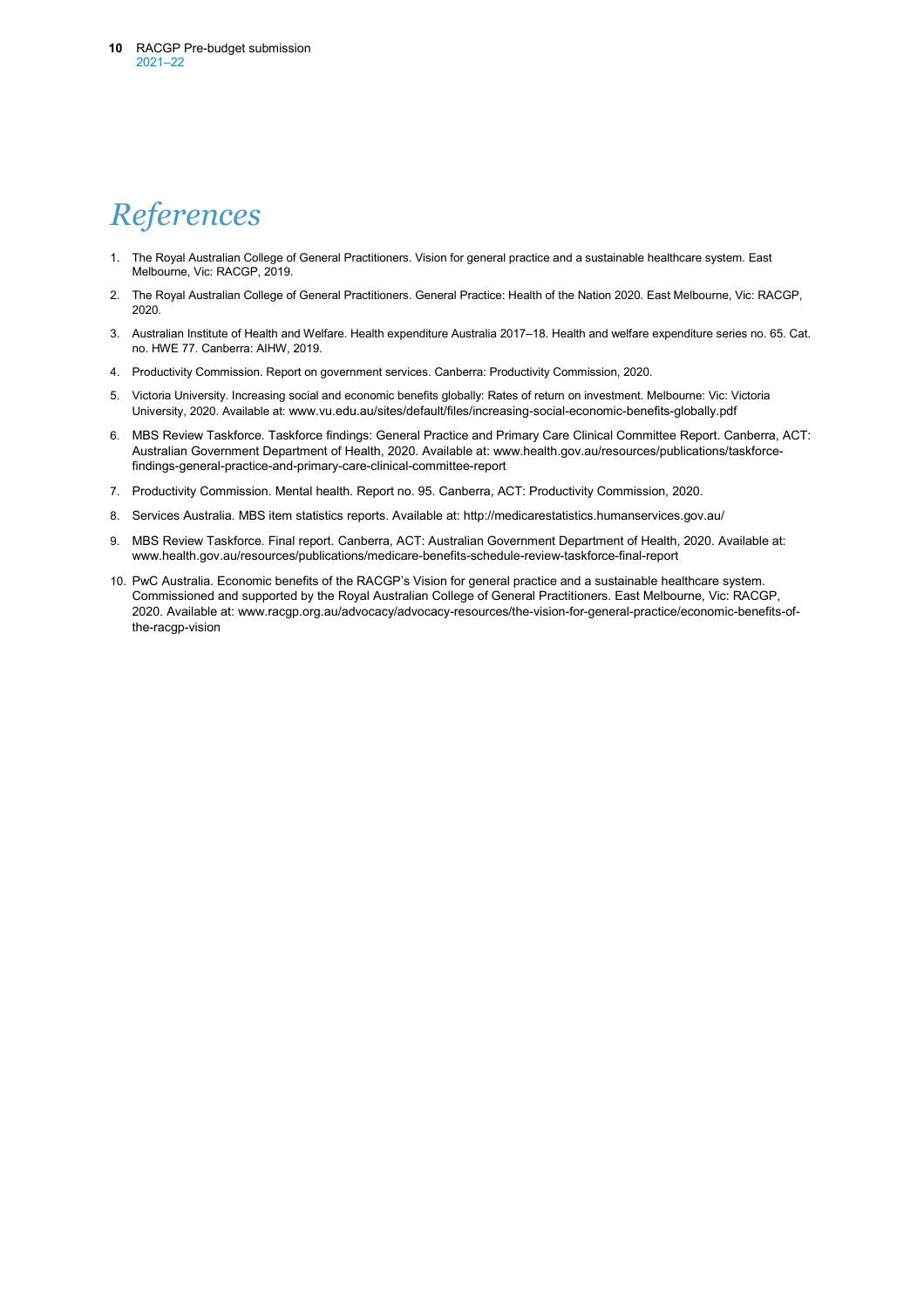# *References*

1. The Royal Australian College of General Practitioners. Vision for general practice and a sustainable healthcare system. East Melbourne, Vic: RACGP, 2019.
2. The Royal Australian College of General Practitioners. General Practice: Health of the Nation 2020. East Melbourne, Vic: RACGP, 2020.
3. Australian Institute of Health and Welfare. Health expenditure Australia 2017–18. Health and welfare expenditure series no. 65. Cat. no. HWE 77. Canberra: AIHW, 2019.
4. Productivity Commission. Report on government services. Canberra: Productivity Commission, 2020.
5. Victoria University. Increasing social and economic benefits globally: Rates of return on investment. Melbourne: Vic: Victoria University, 2020. Available at: www.vu.edu.au/sites/default/files/increasing-social-economic-benefits-globally.pdf
6. MBS Review Taskforce. Taskforce findings: General Practice and Primary Care Clinical Committee Report. Canberra, ACT: Australian Government Department of Health, 2020. Available at: www.health.gov.au/resources/publications/taskforce-findings-general-practice-and-primary-care-clinical-committee-report
7. Productivity Commission. Mental health. Report no. 95. Canberra, ACT: Productivity Commission, 2020.
8. Services Australia. MBS item statistics reports. Available at: http://medicarestatistics.humanservices.gov.au/
9. MBS Review Taskforce. Final report. Canberra, ACT: Australian Government Department of Health, 2020. Available at: www.health.gov.au/resources/publications/medicare-benefits-schedule-review-taskforce-final-report
10. PwC Australia. Economic benefits of the RACGP's Vision for general practice and a sustainable healthcare system. Commissioned and supported by the Royal Australian College of General Practitioners. East Melbourne, Vic: RACGP, 2020. Available at: www.racgp.org.au/advocacy/advocacy-resources/the-vision-for-general-practice/economic-benefits-of-the-racgp-vision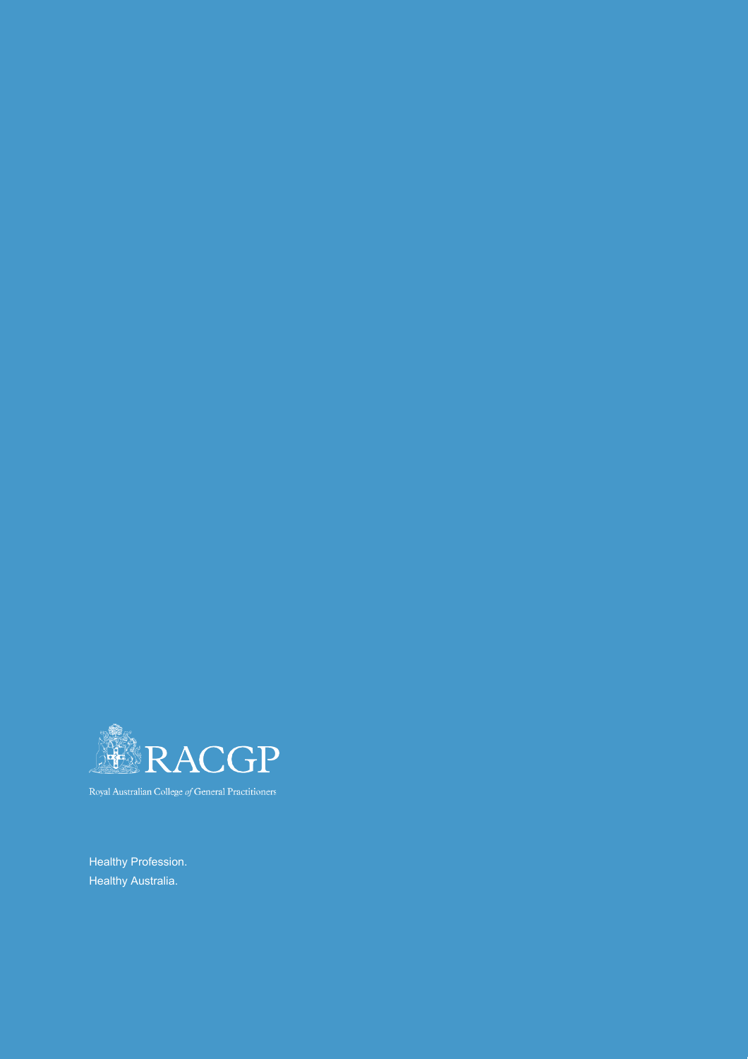RACGP

Royal Australian College *of* General Practitioners

Healthy Profession.
Healthy Australia.